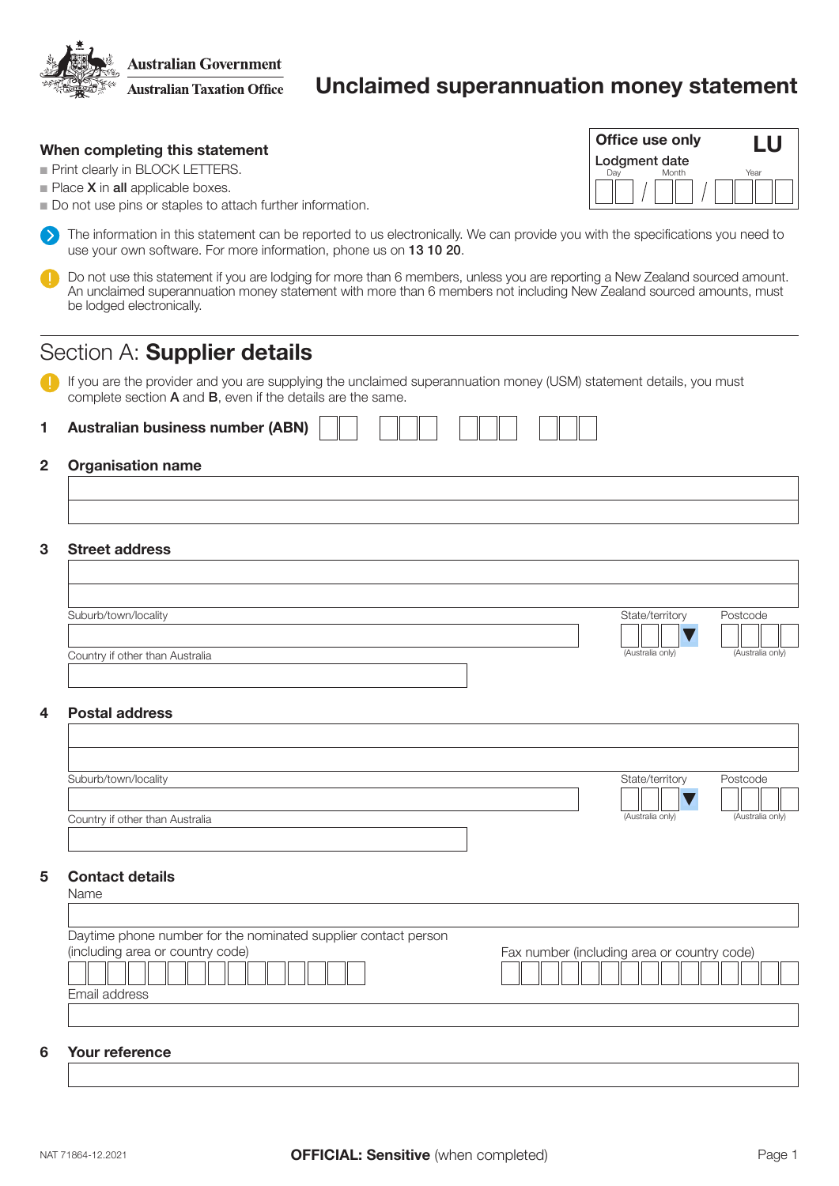Australian Government
Australian Taxation Office

# Unclaimed superannuation money statement

**Office use only** **LU**

**Lodgment date**
Day / Month / Year

**When completing this statement**

- Print clearly in BLOCK LETTERS.
- Place **X** in **all** applicable boxes.
- Do not use pins or staples to attach further information.

The information in this statement can be reported to us electronically. We can provide you with the specifications you need to use your own software. For more information, phone us on **13 10 20**.

Do not use this statement if you are lodging for more than 6 members, unless you are reporting a New Zealand sourced amount. An unclaimed superannuation money statement with more than 6 members not including New Zealand sourced amounts, must be lodged electronically.

## Section A: **Supplier details**

If you are the provider and you are supplying the unclaimed superannuation money (USM) statement details, you must complete section **A** and **B**, even if the details are the same.

**1 Australian business number (ABN)**

**2 Organisation name**

**3 Street address**

Suburb/town/locality

State/territory (Australia only)

Postcode (Australia only)

Country if other than Australia

**4 Postal address**

Suburb/town/locality

State/territory (Australia only)

Postcode (Australia only)

Country if other than Australia

**5 Contact details**

Name

Daytime phone number for the nominated supplier contact person (including area or country code)

Fax number (including area or country code)

Email address

**6 Your reference**

NAT 71864-12.2021

**OFFICIAL: Sensitive** (when completed)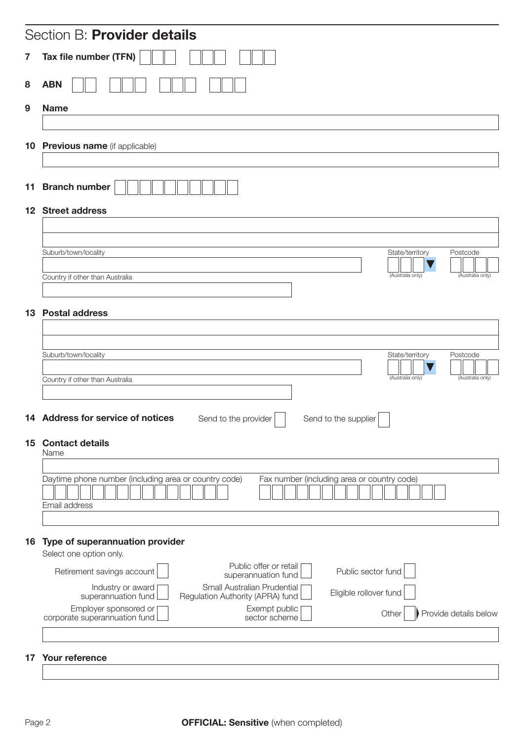## Section B: **Provider details**

**7 Tax file number (TFN)**

**8 ABN**

**9 Name**

**10 Previous name** (if applicable)

**11 Branch number**

**12 Street address**

Suburb/town/locality

State/territory (Australia only)

Postcode (Australia only)

Country if other than Australia

**13 Postal address**

Suburb/town/locality

State/territory (Australia only)

Postcode (Australia only)

Country if other than Australia

**14 Address for service of notices**

Send to the provider ☐  Send to the supplier ☐

**15 Contact details**

Name

Daytime phone number (including area or country code)

Fax number (including area or country code)

Email address

**16 Type of superannuation provider**

Select one option only.

- Retirement savings account ☐
- Public offer or retail superannuation fund ☐
- Public sector fund ☐
- Industry or award superannuation fund ☐
- Small Australian Prudential Regulation Authority (APRA) fund ☐
- Eligible rollover fund ☐
- Employer sponsored or corporate superannuation fund ☐
- Exempt public sector scheme ☐
- Other ☐ Provide details below

**17 Your reference**

**OFFICIAL: Sensitive** (when completed)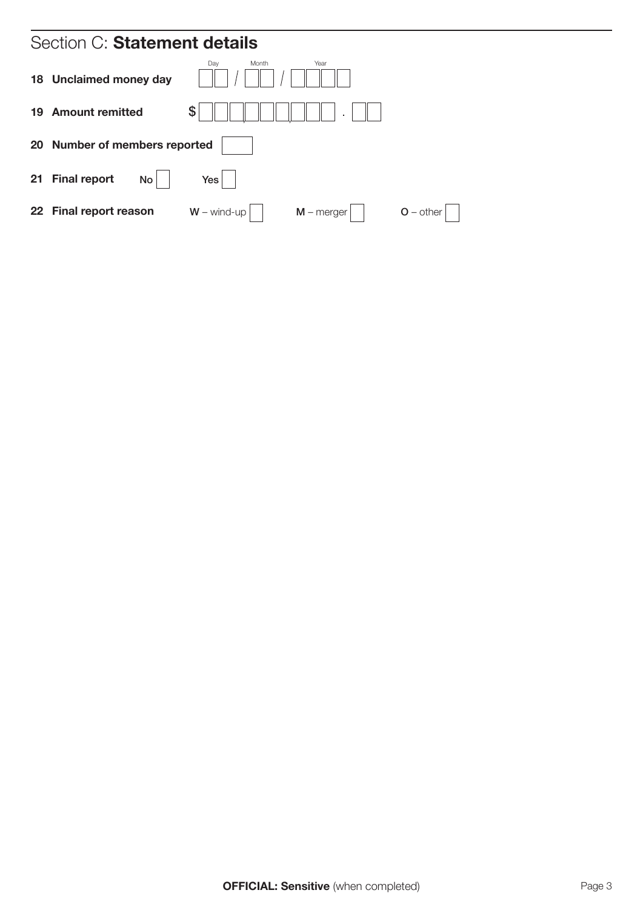## Section C: **Statement details**

**18 Unclaimed money day** Day / Month / Year

**19 Amount remitted** $ , , .

**20 Number of members reported**

**21 Final report** **No** **Yes**

**22 Final report reason** **W** – wind-up **M** – merger **O** – other

**OFFICIAL: Sensitive** (when completed)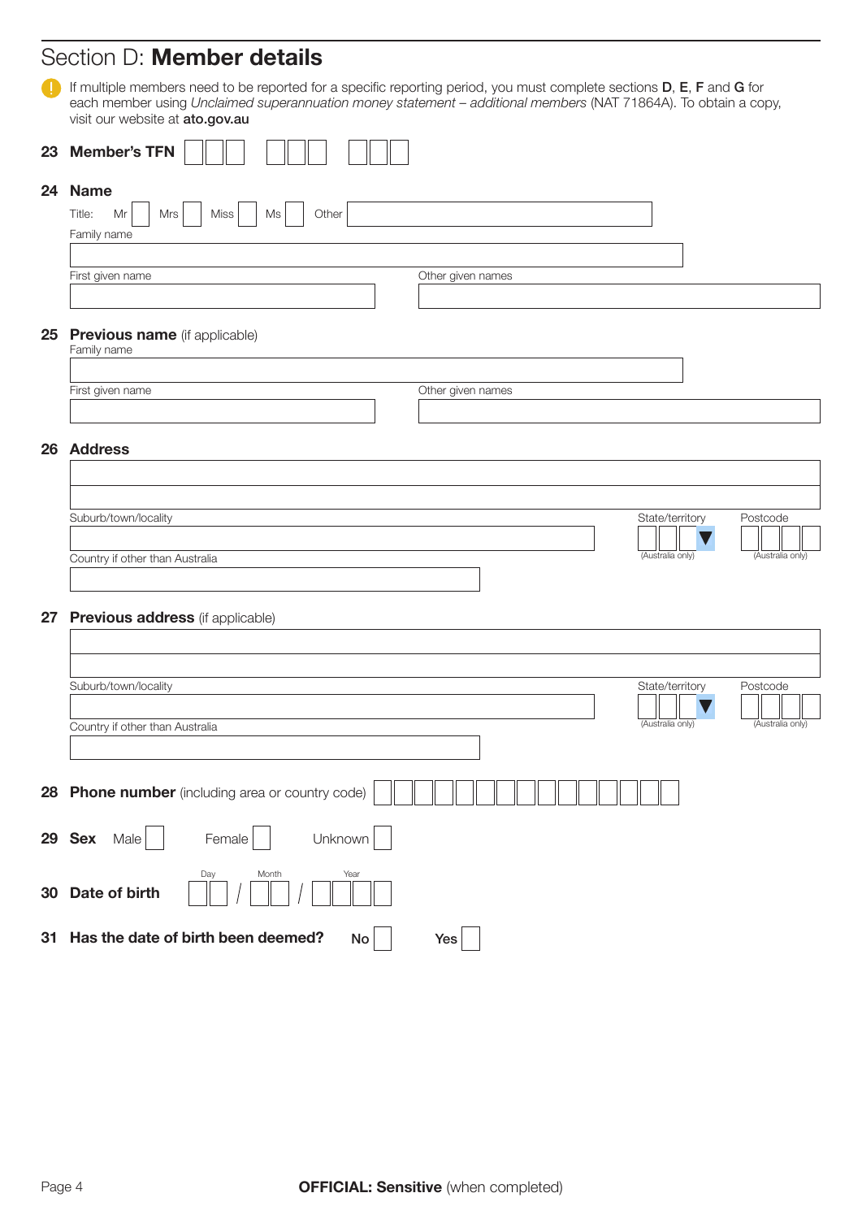## Section D: **Member details**

If multiple members need to be reported for a specific reporting period, you must complete sections **D**, **E**, **F** and **G** for each member using *Unclaimed superannuation money statement – additional members* (NAT 71864A). To obtain a copy, visit our website at **ato.gov.au**

**23 Member's TFN**

**24 Name**

Title: Mr Mrs Miss Ms Other

Family name

First given name

Other given names

**25 Previous name** (if applicable)

Family name

First given name

Other given names

**26 Address**

Suburb/town/locality

State/territory (Australia only)

Postcode (Australia only)

Country if other than Australia

**27 Previous address** (if applicable)

Suburb/town/locality

State/territory (Australia only)

Postcode (Australia only)

Country if other than Australia

**28 Phone number** (including area or country code)

**29 Sex** Male Female Unknown

**30 Date of birth** Day / Month / Year

**31 Has the date of birth been deemed?** **No** **Yes**

**OFFICIAL: Sensitive** (when completed)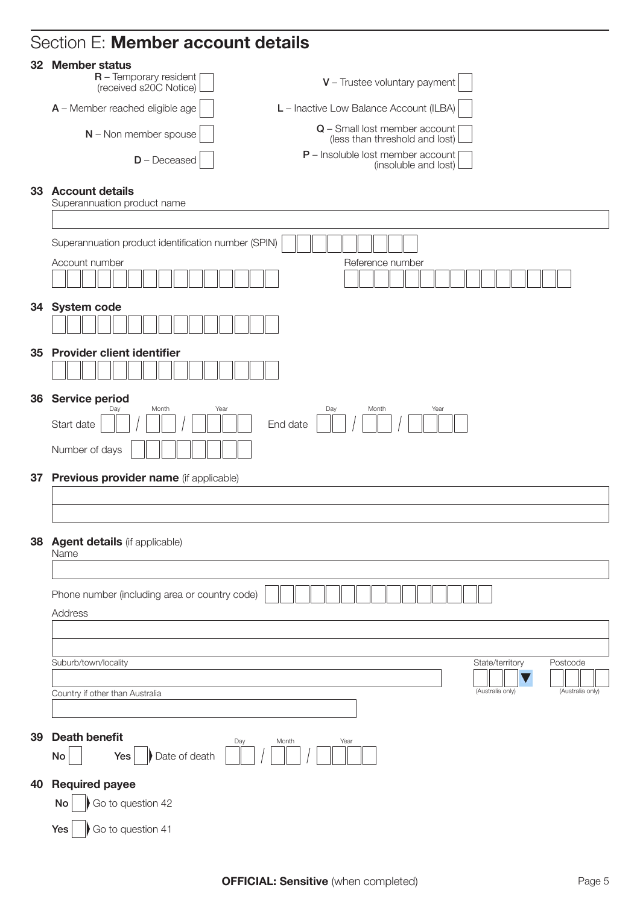# Section E: **Member account details**

**32 Member status**

**R** – Temporary resident (received s20C Notice)

**A** – Member reached eligible age

**N** – Non member spouse

**D** – Deceased

**V** – Trustee voluntary payment

**L** – Inactive Low Balance Account (ILBA)

**Q** – Small lost member account (less than threshold and lost)

**P** – Insoluble lost member account (insoluble and lost)

**33 Account details**

Superannuation product name

Superannuation product identification number (SPIN)

Account number

Reference number

**34 System code**

**35 Provider client identifier**

**36 Service period**

Start date Day / Month / Year

End date Day / Month / Year

Number of days

**37 Previous provider name** (if applicable)

**38 Agent details** (if applicable)

Name

Phone number (including area or country code)

Address

Suburb/town/locality

State/territory (Australia only)

Postcode (Australia only)

Country if other than Australia

**39 Death benefit**

**No** **Yes** Date of death Day / Month / Year

**40 Required payee**

**No** Go to question 42

**Yes** Go to question 41

**OFFICIAL: Sensitive** (when completed)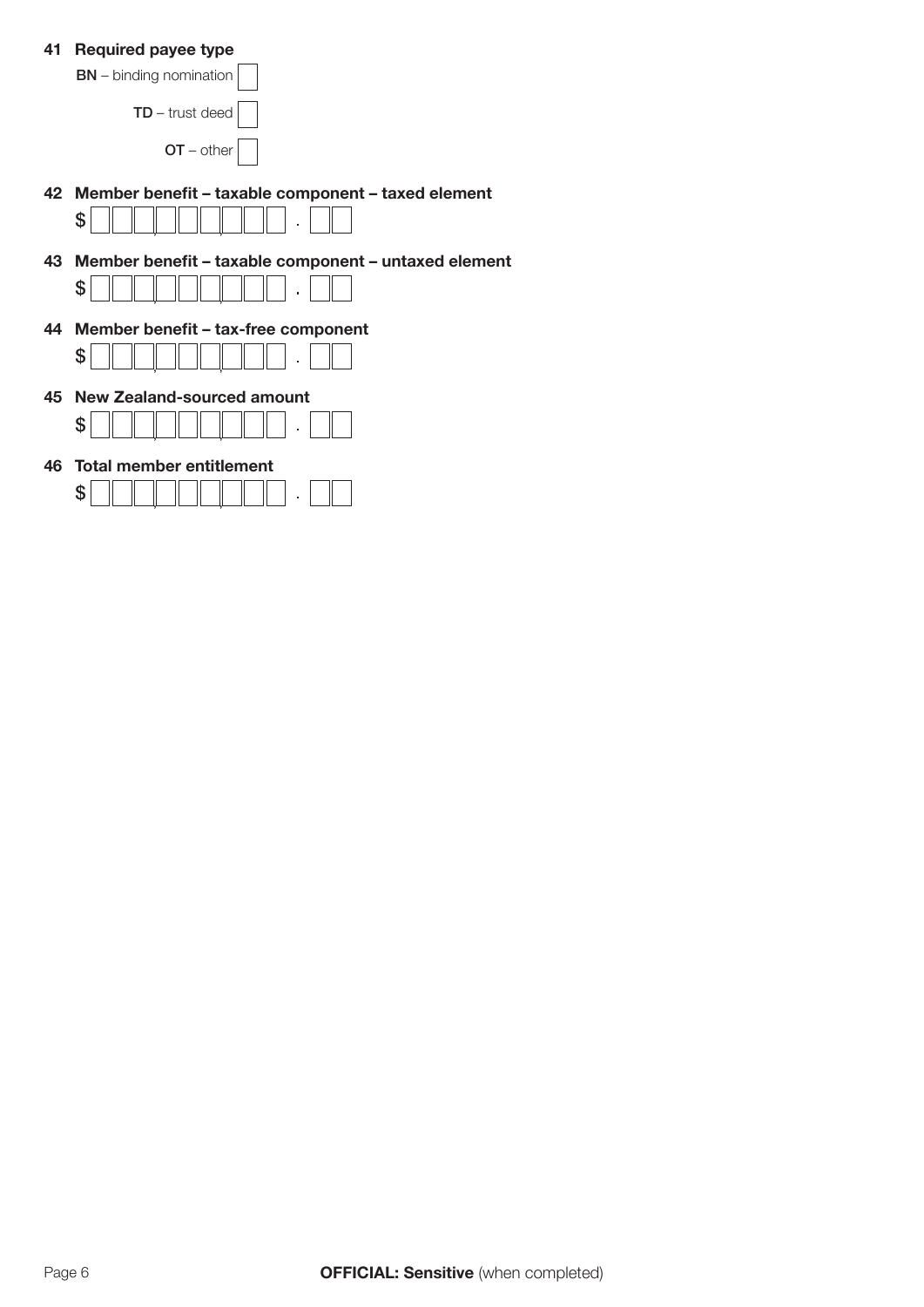**41 Required payee type**

**BN** – binding nomination

**TD** – trust deed

**OT** – other

**42 Member benefit – taxable component – taxed element**

$ ,  ,  .

**43 Member benefit – taxable component – untaxed element**

$ ,  ,  .

**44 Member benefit – tax-free component**

$ ,  ,  .

**45 New Zealand-sourced amount**

$ ,  ,  .

**46 Total member entitlement**

$ ,  ,  .

**OFFICIAL: Sensitive** (when completed)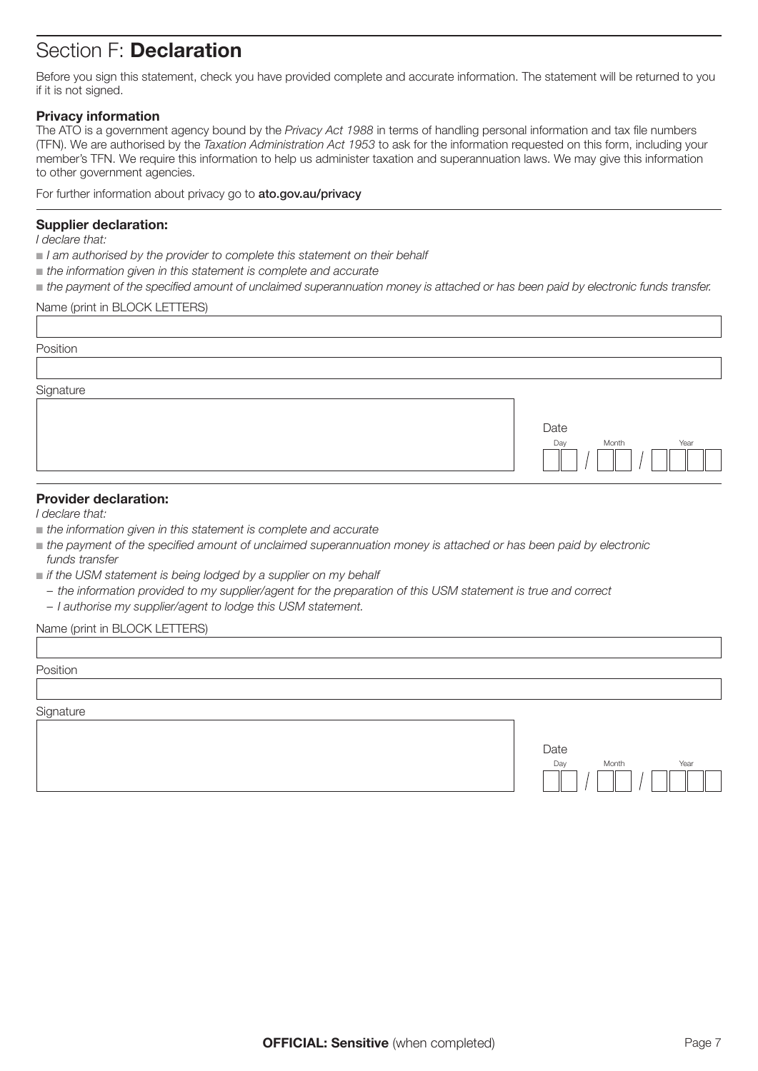## Section F: **Declaration**

Before you sign this statement, check you have provided complete and accurate information. The statement will be returned to you if it is not signed.

**Privacy information**

The ATO is a government agency bound by the *Privacy Act 1988* in terms of handling personal information and tax file numbers (TFN). We are authorised by the *Taxation Administration Act 1953* to ask for the information requested on this form, including your member's TFN. We require this information to help us administer taxation and superannuation laws. We may give this information to other government agencies.

For further information about privacy go to **ato.gov.au/privacy**

**Supplier declaration:**

*I declare that:*

- *I am authorised by the provider to complete this statement on their behalf*
- *the information given in this statement is complete and accurate*
- *the payment of the specified amount of unclaimed superannuation money is attached or has been paid by electronic funds transfer.*

Name (print in BLOCK LETTERS)

Position

Signature

Date
Day / Month / Year

**Provider declaration:**

*I declare that:*

- *the information given in this statement is complete and accurate*
- *the payment of the specified amount of unclaimed superannuation money is attached or has been paid by electronic funds transfer*
- *if the USM statement is being lodged by a supplier on my behalf*
  - *the information provided to my supplier/agent for the preparation of this USM statement is true and correct*
  - *I authorise my supplier/agent to lodge this USM statement.*

Name (print in BLOCK LETTERS)

Position

Signature

Date
Day / Month / Year

**OFFICIAL: Sensitive** (when completed)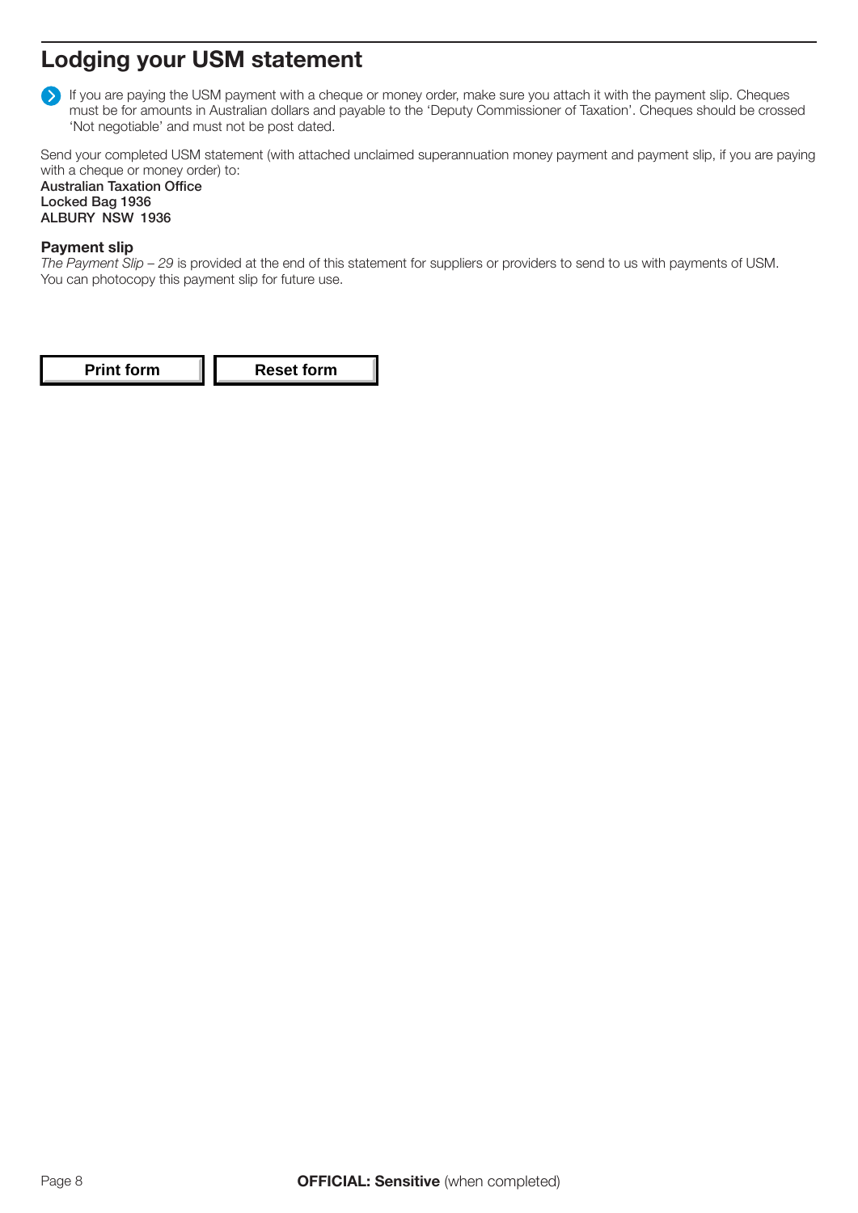## Lodging your USM statement

If you are paying the USM payment with a cheque or money order, make sure you attach it with the payment slip. Cheques must be for amounts in Australian dollars and payable to the 'Deputy Commissioner of Taxation'. Cheques should be crossed 'Not negotiable' and must not be post dated.

Send your completed USM statement (with attached unclaimed superannuation money payment and payment slip, if you are paying with a cheque or money order) to:

**Australian Taxation Office**
**Locked Bag 1936**
**ALBURY NSW 1936**

### Payment slip

*The Payment Slip – 29* is provided at the end of this statement for suppliers or providers to send to us with payments of USM. You can photocopy this payment slip for future use.

Print form | Reset form

**OFFICIAL: Sensitive** (when completed)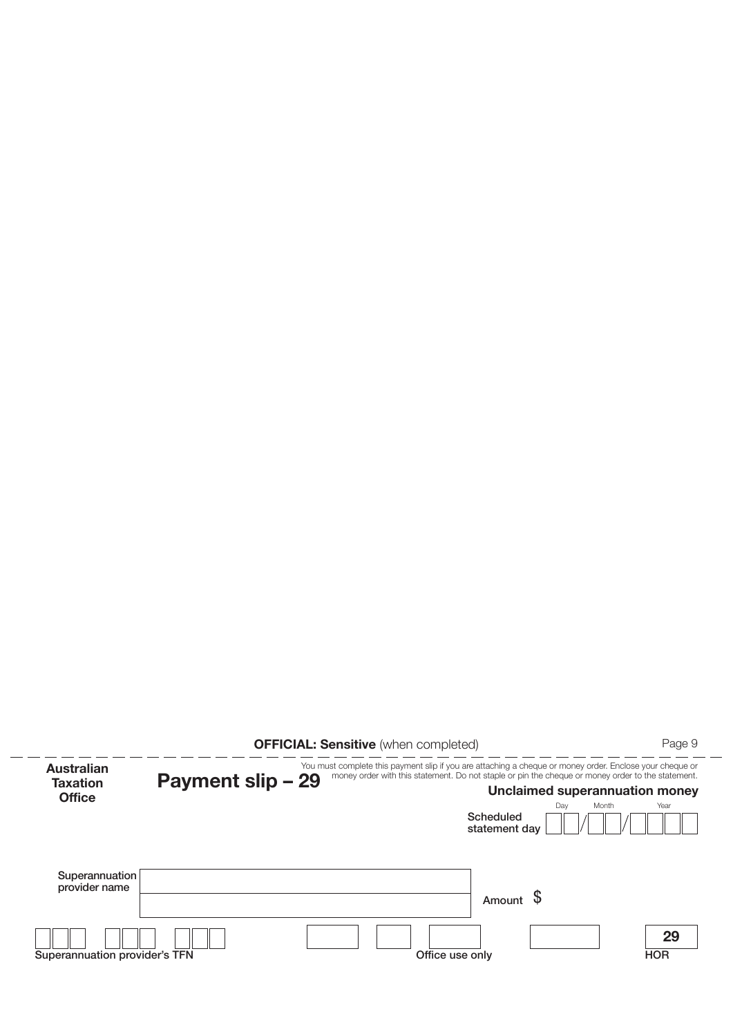**OFFICIAL: Sensitive** (when completed)

**Australian Taxation Office**

# Payment slip – 29

You must complete this payment slip if you are attaching a cheque or money order. Enclose your cheque or money order with this statement. Do not staple or pin the cheque or money order to the statement.

**Unclaimed superannuation money**

Scheduled statement day Day / Month / Year

Superannuation provider name

Amount $

Superannuation provider's TFN

Office use only

29

HOR